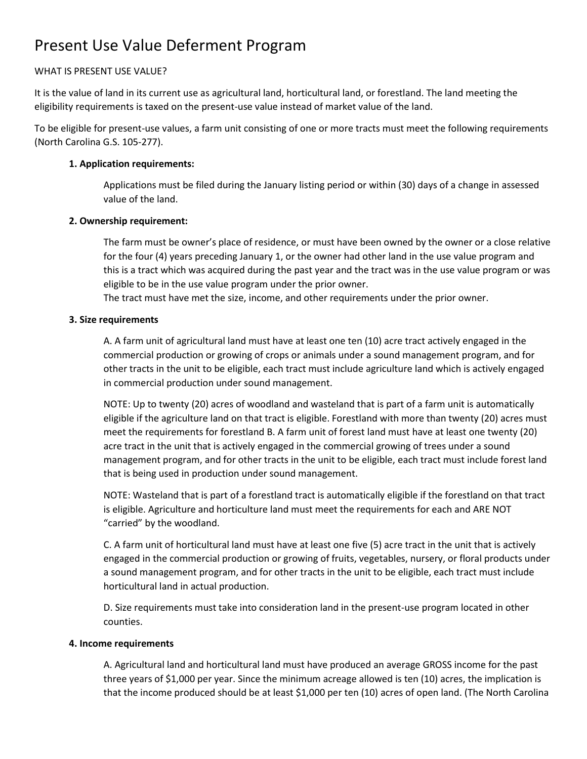# Present Use Value Deferment Program

WHAT IS PRESENT USE VALUE?

It is the value of land in its current use as agricultural land, horticultural land, or forestland. The land meeting the eligibility requirements is taxed on the present-use value instead of market value of the land.

To be eligible for present-use values, a farm unit consisting of one or more tracts must meet the following requirements (North Carolina G.S. 105-277).

**1. Application requirements:**

Applications must be filed during the January listing period or within (30) days of a change in assessed value of the land.

**2. Ownership requirement:**

The farm must be owner's place of residence, or must have been owned by the owner or a close relative for the four (4) years preceding January 1, or the owner had other land in the use value program and this is a tract which was acquired during the past year and the tract was in the use value program or was eligible to be in the use value program under the prior owner.
The tract must have met the size, income, and other requirements under the prior owner.

**3. Size requirements**

A. A farm unit of agricultural land must have at least one ten (10) acre tract actively engaged in the commercial production or growing of crops or animals under a sound management program, and for other tracts in the unit to be eligible, each tract must include agriculture land which is actively engaged in commercial production under sound management.

NOTE: Up to twenty (20) acres of woodland and wasteland that is part of a farm unit is automatically eligible if the agriculture land on that tract is eligible. Forestland with more than twenty (20) acres must meet the requirements for forestland B. A farm unit of forest land must have at least one twenty (20) acre tract in the unit that is actively engaged in the commercial growing of trees under a sound management program, and for other tracts in the unit to be eligible, each tract must include forest land that is being used in production under sound management.

NOTE: Wasteland that is part of a forestland tract is automatically eligible if the forestland on that tract is eligible. Agriculture and horticulture land must meet the requirements for each and ARE NOT "carried" by the woodland.

C. A farm unit of horticultural land must have at least one five (5) acre tract in the unit that is actively engaged in the commercial production or growing of fruits, vegetables, nursery, or floral products under a sound management program, and for other tracts in the unit to be eligible, each tract must include horticultural land in actual production.

D. Size requirements must take into consideration land in the present-use program located in other counties.

**4. Income requirements**

A. Agricultural land and horticultural land must have produced an average GROSS income for the past three years of $1,000 per year. Since the minimum acreage allowed is ten (10) acres, the implication is that the income produced should be at least $1,000 per ten (10) acres of open land. (The North Carolina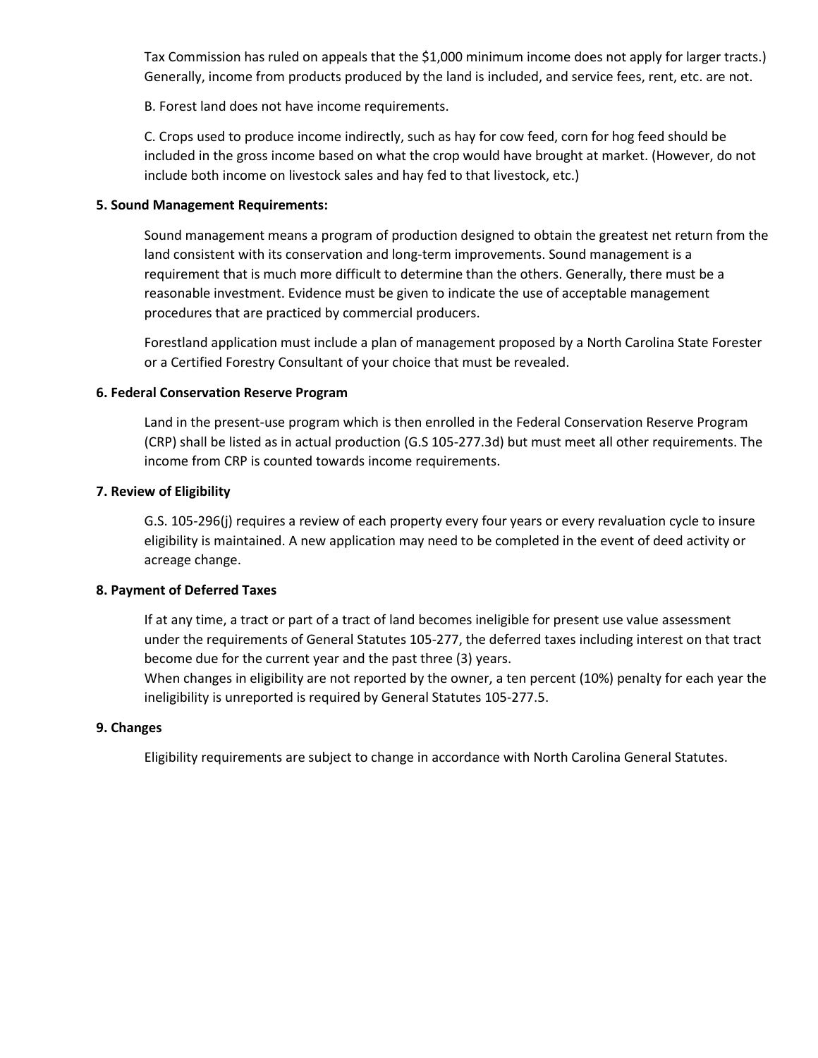Tax Commission has ruled on appeals that the $1,000 minimum income does not apply for larger tracts.) Generally, income from products produced by the land is included, and service fees, rent, etc. are not.

B. Forest land does not have income requirements.

C. Crops used to produce income indirectly, such as hay for cow feed, corn for hog feed should be included in the gross income based on what the crop would have brought at market. (However, do not include both income on livestock sales and hay fed to that livestock, etc.)

**5. Sound Management Requirements:**

Sound management means a program of production designed to obtain the greatest net return from the land consistent with its conservation and long-term improvements. Sound management is a requirement that is much more difficult to determine than the others. Generally, there must be a reasonable investment. Evidence must be given to indicate the use of acceptable management procedures that are practiced by commercial producers.

Forestland application must include a plan of management proposed by a North Carolina State Forester or a Certified Forestry Consultant of your choice that must be revealed.

**6. Federal Conservation Reserve Program**

Land in the present-use program which is then enrolled in the Federal Conservation Reserve Program (CRP) shall be listed as in actual production (G.S 105-277.3d) but must meet all other requirements. The income from CRP is counted towards income requirements.

**7. Review of Eligibility**

G.S. 105-296(j) requires a review of each property every four years or every revaluation cycle to insure eligibility is maintained. A new application may need to be completed in the event of deed activity or acreage change.

**8. Payment of Deferred Taxes**

If at any time, a tract or part of a tract of land becomes ineligible for present use value assessment under the requirements of General Statutes 105-277, the deferred taxes including interest on that tract become due for the current year and the past three (3) years.
When changes in eligibility are not reported by the owner, a ten percent (10%) penalty for each year the ineligibility is unreported is required by General Statutes 105-277.5.

**9. Changes**

Eligibility requirements are subject to change in accordance with North Carolina General Statutes.